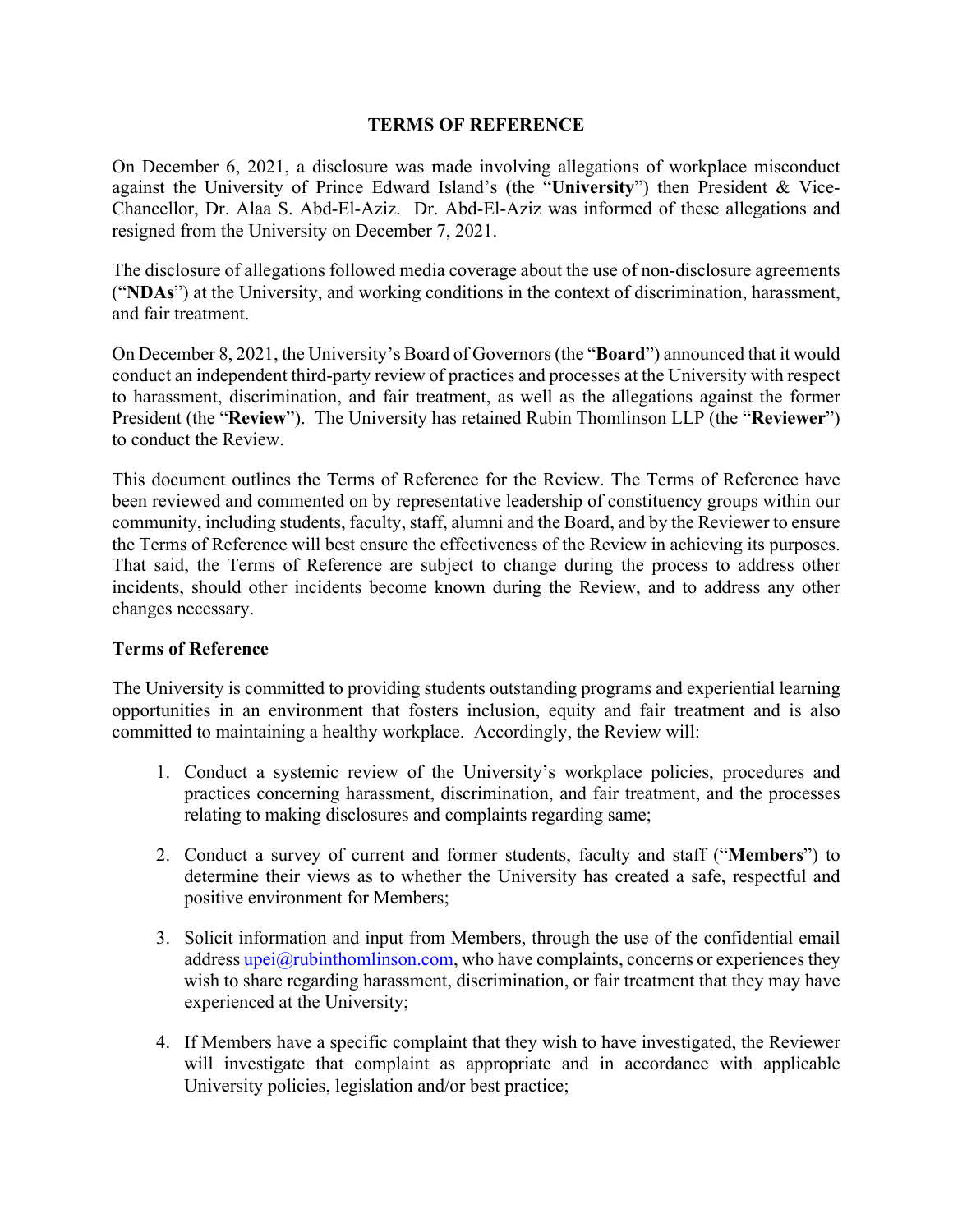# TERMS OF REFERENCE

On December 6, 2021, a disclosure was made involving allegations of workplace misconduct against the University of Prince Edward Island's (the "**University**") then President & Vice-Chancellor, Dr. Alaa S. Abd-El-Aziz. Dr. Abd-El-Aziz was informed of these allegations and resigned from the University on December 7, 2021.

The disclosure of allegations followed media coverage about the use of non-disclosure agreements ("**NDAs**") at the University, and working conditions in the context of discrimination, harassment, and fair treatment.

On December 8, 2021, the University's Board of Governors (the "**Board**") announced that it would conduct an independent third-party review of practices and processes at the University with respect to harassment, discrimination, and fair treatment, as well as the allegations against the former President (the "**Review**"). The University has retained Rubin Thomlinson LLP (the "**Reviewer**") to conduct the Review.

This document outlines the Terms of Reference for the Review. The Terms of Reference have been reviewed and commented on by representative leadership of constituency groups within our community, including students, faculty, staff, alumni and the Board, and by the Reviewer to ensure the Terms of Reference will best ensure the effectiveness of the Review in achieving its purposes. That said, the Terms of Reference are subject to change during the process to address other incidents, should other incidents become known during the Review, and to address any other changes necessary.

## Terms of Reference

The University is committed to providing students outstanding programs and experiential learning opportunities in an environment that fosters inclusion, equity and fair treatment and is also committed to maintaining a healthy workplace. Accordingly, the Review will:

1. Conduct a systemic review of the University's workplace policies, procedures and practices concerning harassment, discrimination, and fair treatment, and the processes relating to making disclosures and complaints regarding same;
2. Conduct a survey of current and former students, faculty and staff ("**Members**") to determine their views as to whether the University has created a safe, respectful and positive environment for Members;
3. Solicit information and input from Members, through the use of the confidential email address upei@rubinthomlinson.com, who have complaints, concerns or experiences they wish to share regarding harassment, discrimination, or fair treatment that they may have experienced at the University;
4. If Members have a specific complaint that they wish to have investigated, the Reviewer will investigate that complaint as appropriate and in accordance with applicable University policies, legislation and/or best practice;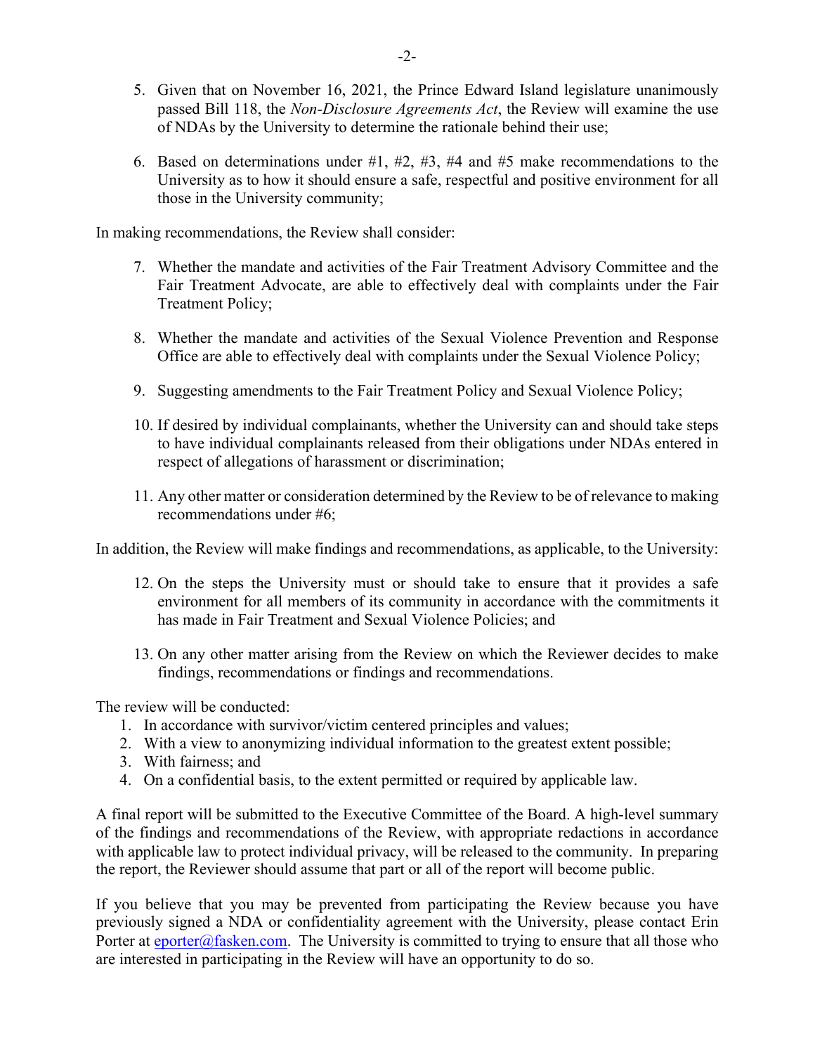5. Given that on November 16, 2021, the Prince Edward Island legislature unanimously passed Bill 118, the *Non-Disclosure Agreements Act*, the Review will examine the use of NDAs by the University to determine the rationale behind their use;

6. Based on determinations under #1, #2, #3, #4 and #5 make recommendations to the University as to how it should ensure a safe, respectful and positive environment for all those in the University community;

In making recommendations, the Review shall consider:

7. Whether the mandate and activities of the Fair Treatment Advisory Committee and the Fair Treatment Advocate, are able to effectively deal with complaints under the Fair Treatment Policy;

8. Whether the mandate and activities of the Sexual Violence Prevention and Response Office are able to effectively deal with complaints under the Sexual Violence Policy;

9. Suggesting amendments to the Fair Treatment Policy and Sexual Violence Policy;

10. If desired by individual complainants, whether the University can and should take steps to have individual complainants released from their obligations under NDAs entered in respect of allegations of harassment or discrimination;

11. Any other matter or consideration determined by the Review to be of relevance to making recommendations under #6;

In addition, the Review will make findings and recommendations, as applicable, to the University:

12. On the steps the University must or should take to ensure that it provides a safe environment for all members of its community in accordance with the commitments it has made in Fair Treatment and Sexual Violence Policies; and

13. On any other matter arising from the Review on which the Reviewer decides to make findings, recommendations or findings and recommendations.

The review will be conducted:

1. In accordance with survivor/victim centered principles and values;
2. With a view to anonymizing individual information to the greatest extent possible;
3. With fairness; and
4. On a confidential basis, to the extent permitted or required by applicable law.

A final report will be submitted to the Executive Committee of the Board. A high-level summary of the findings and recommendations of the Review, with appropriate redactions in accordance with applicable law to protect individual privacy, will be released to the community. In preparing the report, the Reviewer should assume that part or all of the report will become public.

If you believe that you may be prevented from participating the Review because you have previously signed a NDA or confidentiality agreement with the University, please contact Erin Porter at [eporter@fasken.com](mailto:eporter@fasken.com). The University is committed to trying to ensure that all those who are interested in participating in the Review will have an opportunity to do so.